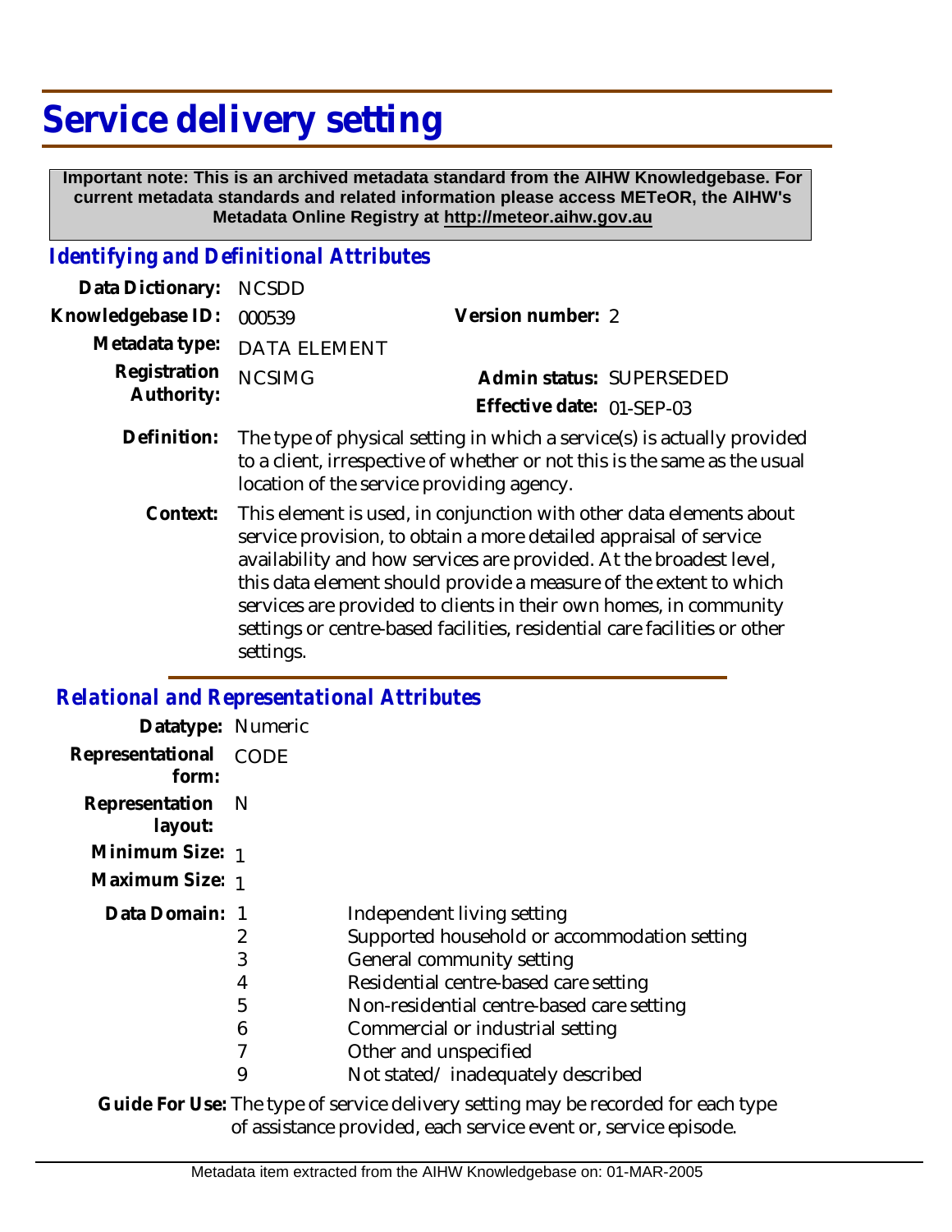# Service delivery setting

**Important note: This is an archived metadata standard from the AIHW Knowledgebase. For current metadata standards and related information please access METeOR, the AIHW's Metadata Online Registry at http://meteor.aihw.gov.au**

## Identifying and Definitional Attributes

**Data Dictionary:** NCSDD

**Knowledgebase ID:** 000539 **Version number:** 2

**Metadata type:** DATA ELEMENT

**Registration Authority:** NCSIMG **Admin status:** SUPERSEDED

**Effective date:** 01-SEP-03

**Definition:** The type of physical setting in which a service(s) is actually provided to a client, irrespective of whether or not this is the same as the usual location of the service providing agency.

**Context:** This element is used, in conjunction with other data elements about service provision, to obtain a more detailed appraisal of service availability and how services are provided. At the broadest level, this data element should provide a measure of the extent to which services are provided to clients in their own homes, in community settings or centre-based facilities, residential care facilities or other settings.

## Relational and Representational Attributes

**Datatype:** Numeric

**Representational form:** CODE

**Representation layout:** N

**Minimum Size:** 1

**Maximum Size:** 1

**Data Domain:**

| Code | Description |
|---|---|
| 1 | Independent living setting |
| 2 | Supported household or accommodation setting |
| 3 | General community setting |
| 4 | Residential centre-based care setting |
| 5 | Non-residential centre-based care setting |
| 6 | Commercial or industrial setting |
| 7 | Other and unspecified |
| 9 | Not stated/ inadequately described |

**Guide For Use:** The type of service delivery setting may be recorded for each type of assistance provided, each service event or, service episode.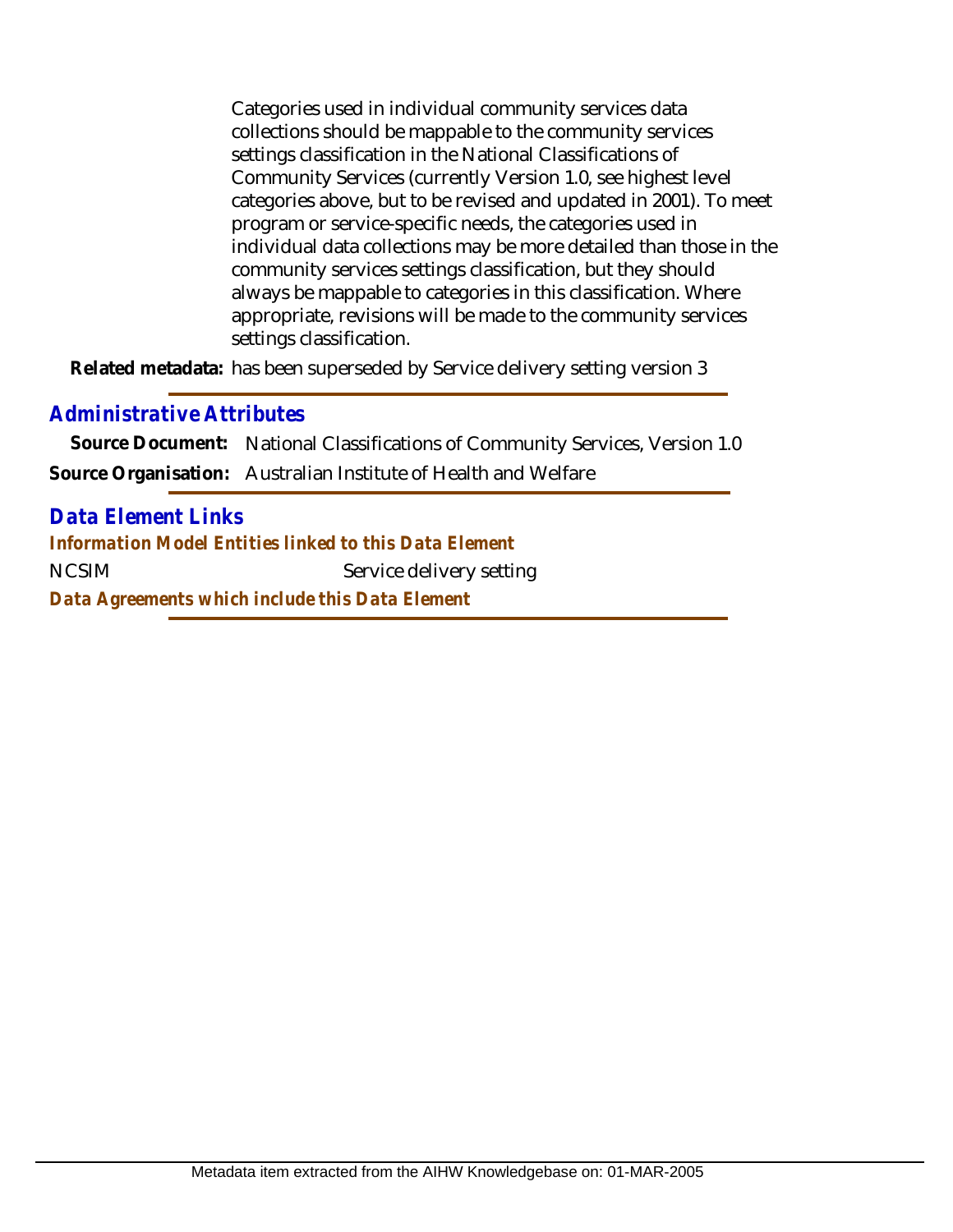Categories used in individual community services data collections should be mappable to the community services settings classification in the National Classifications of Community Services (currently Version 1.0, see highest level categories above, but to be revised and updated in 2001). To meet program or service-specific needs, the categories used in individual data collections may be more detailed than those in the community services settings classification, but they should always be mappable to categories in this classification. Where appropriate, revisions will be made to the community services settings classification.

**Related metadata:** has been superseded by Service delivery setting version 3

## Administrative Attributes

**Source Document:** National Classifications of Community Services, Version 1.0

**Source Organisation:** Australian Institute of Health and Welfare

## Data Element Links

### Information Model Entities linked to this Data Element

| | |
|---|---|
| NCSIM | Service delivery setting |

### Data Agreements which include this Data Element

Metadata item extracted from the AIHW Knowledgebase on: 01-MAR-2005